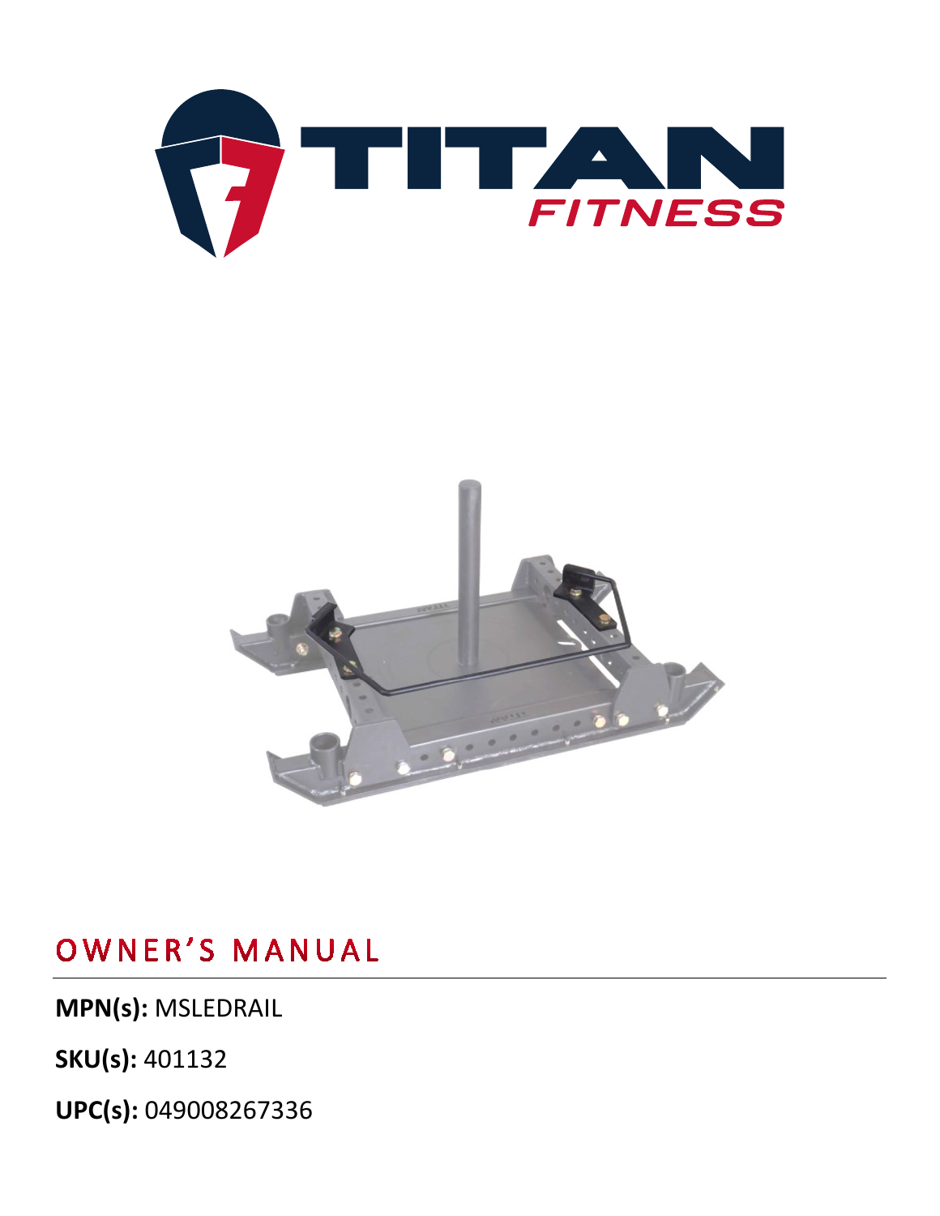# OWNER'S MANUAL

**MPN(s):** MSLEDRAIL

**SKU(s):** 401132

**UPC(s):** 049008267336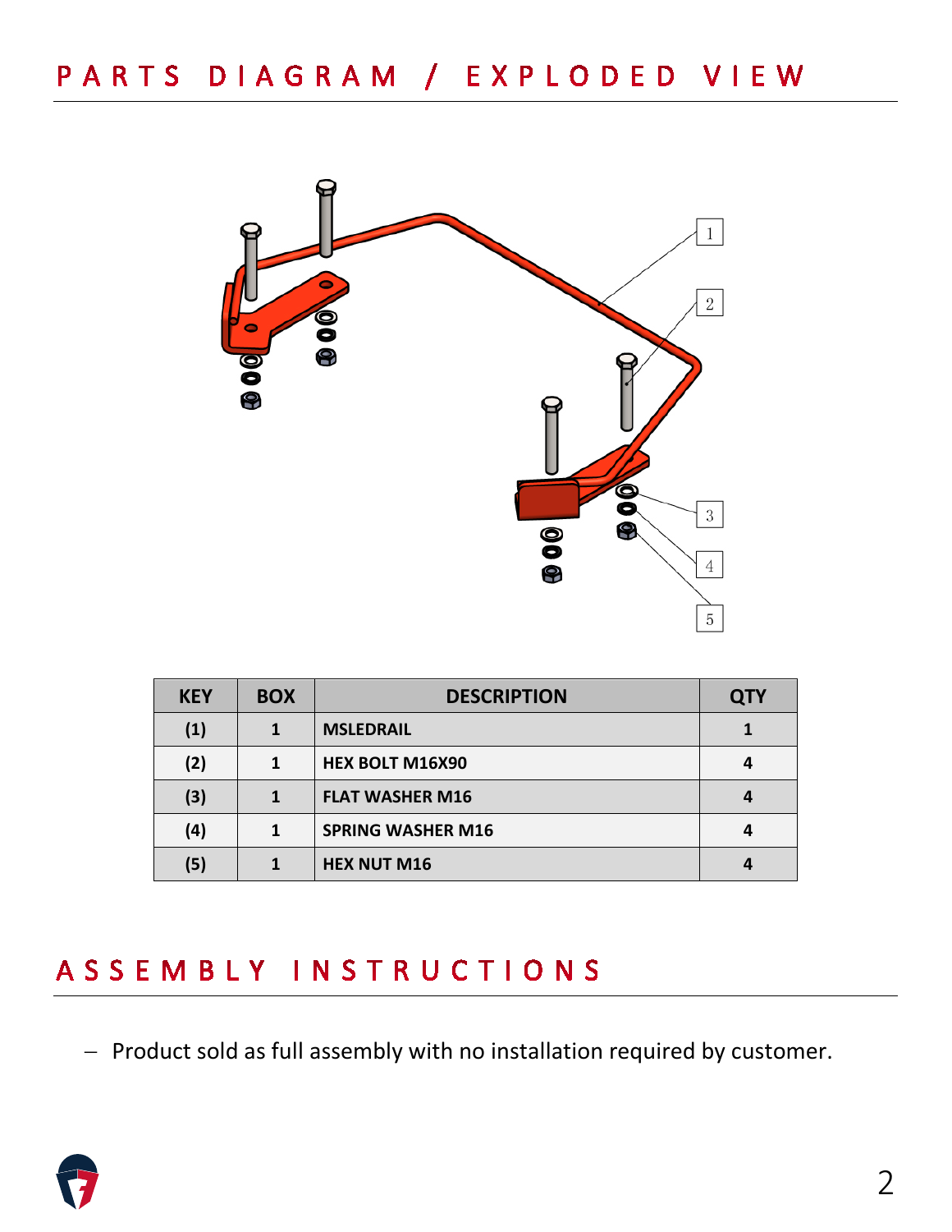# PARTS DIAGRAM / EXPLODED VIEW

| KEY | BOX | DESCRIPTION | QTY |
| --- | --- | --- | --- |
| (1) | 1 | MSLEDRAIL | 1 |
| (2) | 1 | HEX BOLT M16X90 | 4 |
| (3) | 1 | FLAT WASHER M16 | 4 |
| (4) | 1 | SPRING WASHER M16 | 4 |
| (5) | 1 | HEX NUT M16 | 4 |

# ASSEMBLY INSTRUCTIONS

- Product sold as full assembly with no installation required by customer.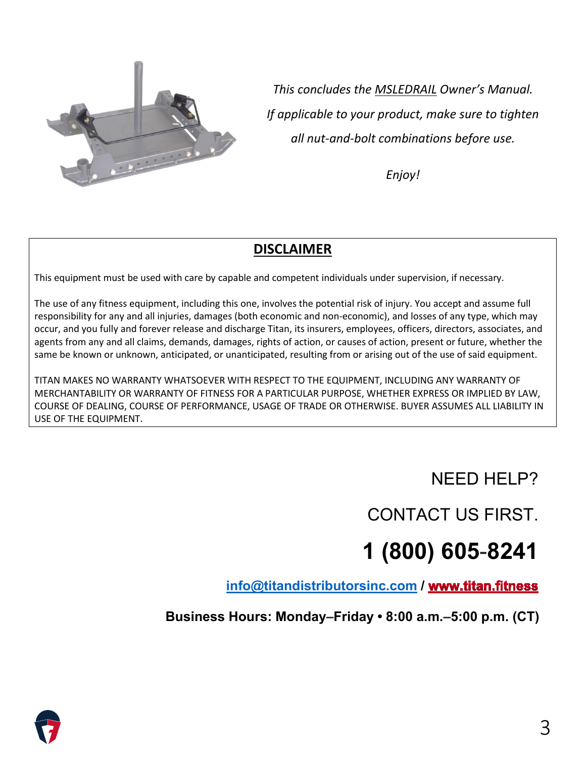*This concludes the MSLEDRAIL Owner's Manual.*

*If applicable to your product, make sure to tighten all nut-and-bolt combinations before use.*

*Enjoy!*

## DISCLAIMER

This equipment must be used with care by capable and competent individuals under supervision, if necessary.

The use of any fitness equipment, including this one, involves the potential risk of injury. You accept and assume full responsibility for any and all injuries, damages (both economic and non-economic), and losses of any type, which may occur, and you fully and forever release and discharge Titan, its insurers, employees, officers, directors, associates, and agents from any and all claims, demands, damages, rights of action, or causes of action, present or future, whether the same be known or unknown, anticipated, or unanticipated, resulting from or arising out of the use of said equipment.

TITAN MAKES NO WARRANTY WHATSOEVER WITH RESPECT TO THE EQUIPMENT, INCLUDING ANY WARRANTY OF MERCHANTABILITY OR WARRANTY OF FITNESS FOR A PARTICULAR PURPOSE, WHETHER EXPRESS OR IMPLIED BY LAW, COURSE OF DEALING, COURSE OF PERFORMANCE, USAGE OF TRADE OR OTHERWISE. BUYER ASSUMES ALL LIABILITY IN USE OF THE EQUIPMENT.

NEED HELP?

CONTACT US FIRST.

**1 (800) 605-8241**

**info@titandistributorsinc.com / www.titan.fitness**

**Business Hours: Monday–Friday • 8:00 a.m.–5:00 p.m. (CT)**